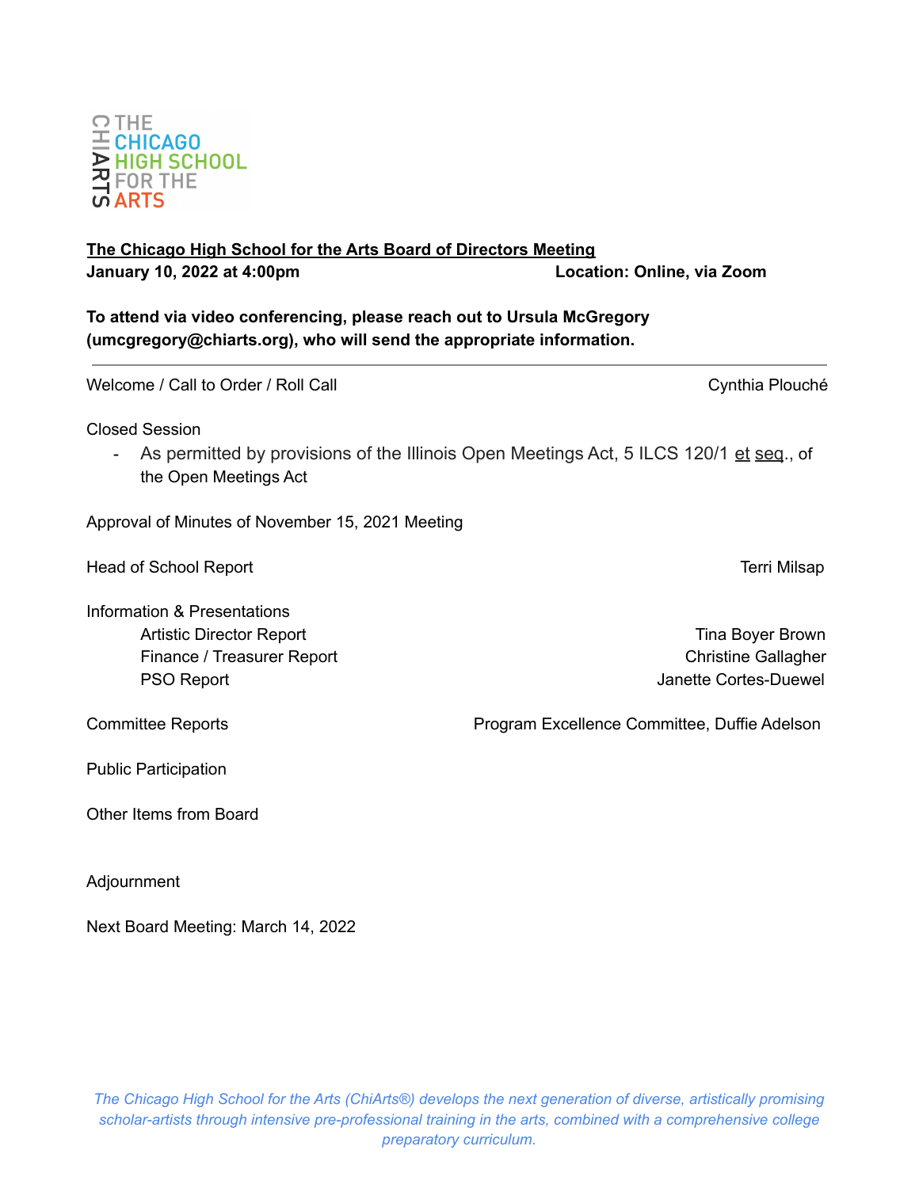THE CHICAGO HIGH SCHOOL FOR THE ARTS

**The Chicago High School for the Arts Board of Directors Meeting**
**January 10, 2022 at 4:00pm** **Location: Online, via Zoom**

**To attend via video conferencing, please reach out to Ursula McGregory (umcgregory@chiarts.org), who will send the appropriate information.**

---

Welcome / Call to Order / Roll Call — Cynthia Plouché

Closed Session

- As permitted by provisions of the Illinois Open Meetings Act, 5 ILCS 120/1 et seq., of the Open Meetings Act

Approval of Minutes of November 15, 2021 Meeting

Head of School Report — Terri Milsap

Information & Presentations

- Artistic Director Report — Tina Boyer Brown
- Finance / Treasurer Report — Christine Gallagher
- PSO Report — Janette Cortes-Duewel

Committee Reports — Program Excellence Committee, Duffie Adelson

Public Participation

Other Items from Board

Adjournment

Next Board Meeting: March 14, 2022

*The Chicago High School for the Arts (ChiArts®) develops the next generation of diverse, artistically promising scholar-artists through intensive pre-professional training in the arts, combined with a comprehensive college preparatory curriculum.*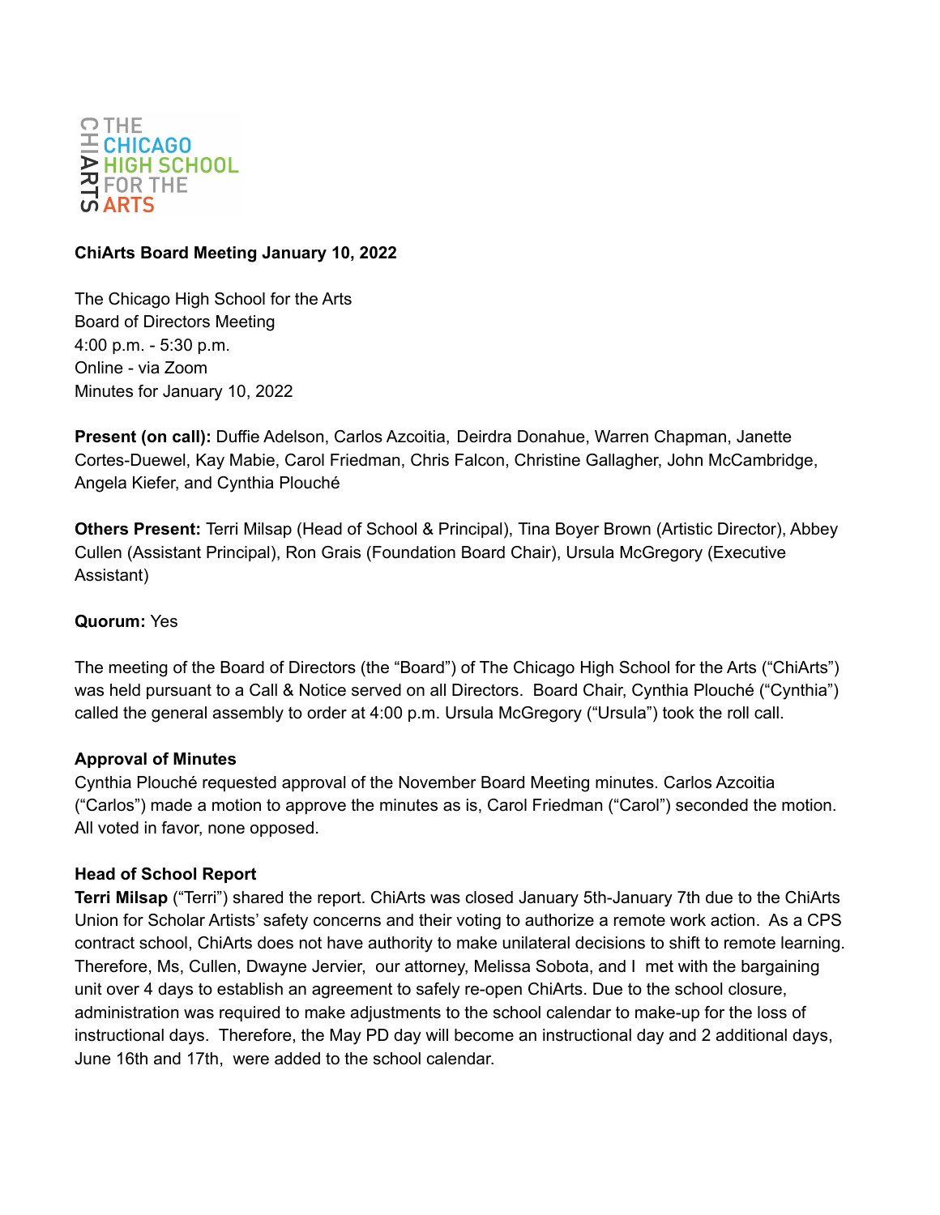**ChiArts Board Meeting January 10, 2022**

The Chicago High School for the Arts
Board of Directors Meeting
4:00 p.m. - 5:30 p.m.
Online - via Zoom
Minutes for January 10, 2022

**Present (on call):** Duffie Adelson, Carlos Azcoitia, Deirdra Donahue, Warren Chapman, Janette Cortes-Duewel, Kay Mabie, Carol Friedman, Chris Falcon, Christine Gallagher, John McCambridge, Angela Kiefer, and Cynthia Plouché

**Others Present:** Terri Milsap (Head of School & Principal), Tina Boyer Brown (Artistic Director), Abbey Cullen (Assistant Principal), Ron Grais (Foundation Board Chair), Ursula McGregory (Executive Assistant)

**Quorum:** Yes

The meeting of the Board of Directors (the "Board") of The Chicago High School for the Arts ("ChiArts") was held pursuant to a Call & Notice served on all Directors. Board Chair, Cynthia Plouché ("Cynthia") called the general assembly to order at 4:00 p.m. Ursula McGregory ("Ursula") took the roll call.

**Approval of Minutes**

Cynthia Plouché requested approval of the November Board Meeting minutes. Carlos Azcoitia ("Carlos") made a motion to approve the minutes as is, Carol Friedman ("Carol") seconded the motion. All voted in favor, none opposed.

**Head of School Report**

**Terri Milsap** ("Terri") shared the report. ChiArts was closed January 5th-January 7th due to the ChiArts Union for Scholar Artists' safety concerns and their voting to authorize a remote work action. As a CPS contract school, ChiArts does not have authority to make unilateral decisions to shift to remote learning. Therefore, Ms, Cullen, Dwayne Jervier, our attorney, Melissa Sobota, and I met with the bargaining unit over 4 days to establish an agreement to safely re-open ChiArts. Due to the school closure, administration was required to make adjustments to the school calendar to make-up for the loss of instructional days. Therefore, the May PD day will become an instructional day and 2 additional days, June 16th and 17th, were added to the school calendar.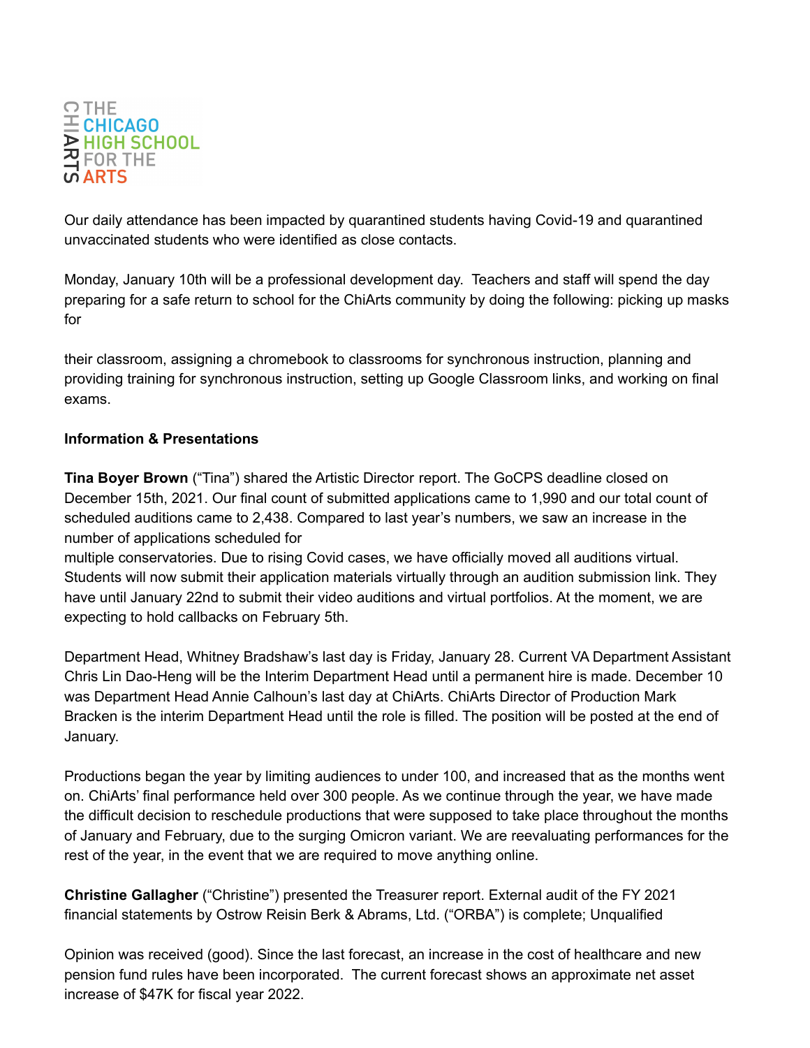Our daily attendance has been impacted by quarantined students having Covid-19 and quarantined unvaccinated students who were identified as close contacts.

Monday, January 10th will be a professional development day. Teachers and staff will spend the day preparing for a safe return to school for the ChiArts community by doing the following: picking up masks for their classroom, assigning a chromebook to classrooms for synchronous instruction, planning and providing training for synchronous instruction, setting up Google Classroom links, and working on final exams.

**Information & Presentations**

**Tina Boyer Brown** ("Tina") shared the Artistic Director report. The GoCPS deadline closed on December 15th, 2021. Our final count of submitted applications came to 1,990 and our total count of scheduled auditions came to 2,438. Compared to last year's numbers, we saw an increase in the number of applications scheduled for multiple conservatories. Due to rising Covid cases, we have officially moved all auditions virtual. Students will now submit their application materials virtually through an audition submission link. They have until January 22nd to submit their video auditions and virtual portfolios. At the moment, we are expecting to hold callbacks on February 5th.

Department Head, Whitney Bradshaw's last day is Friday, January 28. Current VA Department Assistant Chris Lin Dao-Heng will be the Interim Department Head until a permanent hire is made. December 10 was Department Head Annie Calhoun's last day at ChiArts. ChiArts Director of Production Mark Bracken is the interim Department Head until the role is filled. The position will be posted at the end of January.

Productions began the year by limiting audiences to under 100, and increased that as the months went on. ChiArts' final performance held over 300 people. As we continue through the year, we have made the difficult decision to reschedule productions that were supposed to take place throughout the months of January and February, due to the surging Omicron variant. We are reevaluating performances for the rest of the year, in the event that we are required to move anything online.

**Christine Gallagher** ("Christine") presented the Treasurer report. External audit of the FY 2021 financial statements by Ostrow Reisin Berk & Abrams, Ltd. ("ORBA") is complete; Unqualified Opinion was received (good). Since the last forecast, an increase in the cost of healthcare and new pension fund rules have been incorporated. The current forecast shows an approximate net asset increase of $47K for fiscal year 2022.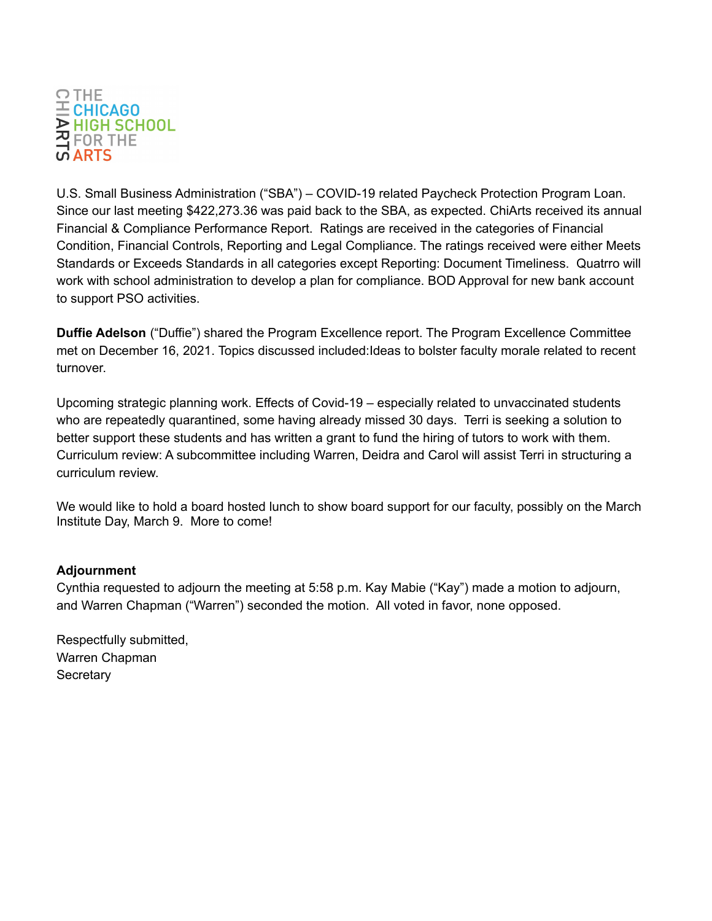THE CHICAGO HIGH SCHOOL FOR THE ARTS

U.S. Small Business Administration ("SBA") – COVID-19 related Paycheck Protection Program Loan. Since our last meeting $422,273.36 was paid back to the SBA, as expected. ChiArts received its annual Financial & Compliance Performance Report. Ratings are received in the categories of Financial Condition, Financial Controls, Reporting and Legal Compliance. The ratings received were either Meets Standards or Exceeds Standards in all categories except Reporting: Document Timeliness. Quatrro will work with school administration to develop a plan for compliance. BOD Approval for new bank account to support PSO activities.

**Duffie Adelson** ("Duffie") shared the Program Excellence report. The Program Excellence Committee met on December 16, 2021. Topics discussed included:Ideas to bolster faculty morale related to recent turnover.

Upcoming strategic planning work. Effects of Covid-19 – especially related to unvaccinated students who are repeatedly quarantined, some having already missed 30 days. Terri is seeking a solution to better support these students and has written a grant to fund the hiring of tutors to work with them. Curriculum review: A subcommittee including Warren, Deidra and Carol will assist Terri in structuring a curriculum review.

We would like to hold a board hosted lunch to show board support for our faculty, possibly on the March Institute Day, March 9. More to come!

**Adjournment**

Cynthia requested to adjourn the meeting at 5:58 p.m. Kay Mabie ("Kay") made a motion to adjourn, and Warren Chapman ("Warren") seconded the motion. All voted in favor, none opposed.

Respectfully submitted,
Warren Chapman
Secretary